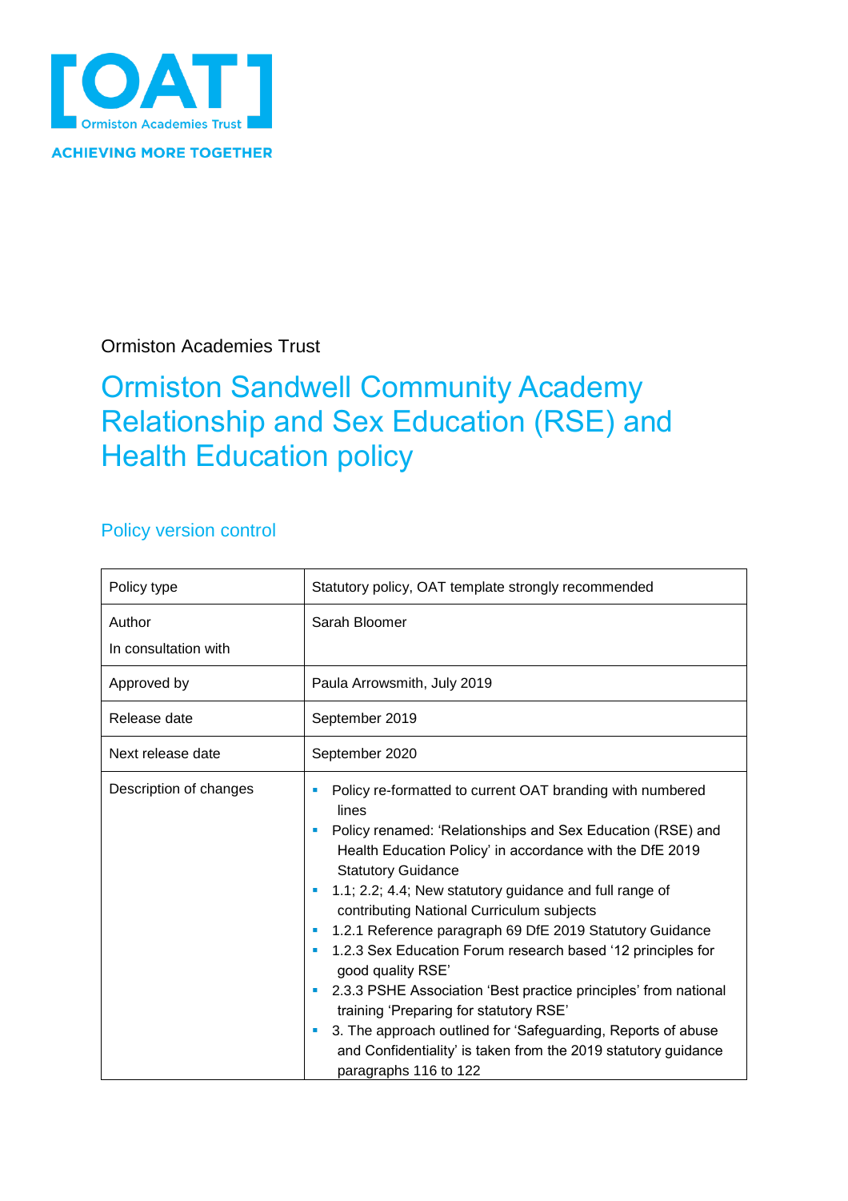[OAT]
Ormiston Academies Trust
ACHIEVING MORE TOGETHER

Ormiston Academies Trust

# Ormiston Sandwell Community Academy Relationship and Sex Education (RSE) and Health Education policy

## Policy version control

| Policy type | Statutory policy, OAT template strongly recommended |
|---|---|
| Author<br>In consultation with | Sarah Bloomer |
| Approved by | Paula Arrowsmith, July 2019 |
| Release date | September 2019 |
| Next release date | September 2020 |
| Description of changes | ▪ Policy re-formatted to current OAT branding with numbered lines<br>▪ Policy renamed: 'Relationships and Sex Education (RSE) and Health Education Policy' in accordance with the DfE 2019 Statutory Guidance<br>▪ 1.1; 2.2; 4.4; New statutory guidance and full range of contributing National Curriculum subjects<br>▪ 1.2.1 Reference paragraph 69 DfE 2019 Statutory Guidance<br>▪ 1.2.3 Sex Education Forum research based '12 principles for good quality RSE'<br>▪ 2.3.3 PSHE Association 'Best practice principles' from national training 'Preparing for statutory RSE'<br>▪ 3. The approach outlined for 'Safeguarding, Reports of abuse and Confidentiality' is taken from the 2019 statutory guidance paragraphs 116 to 122 |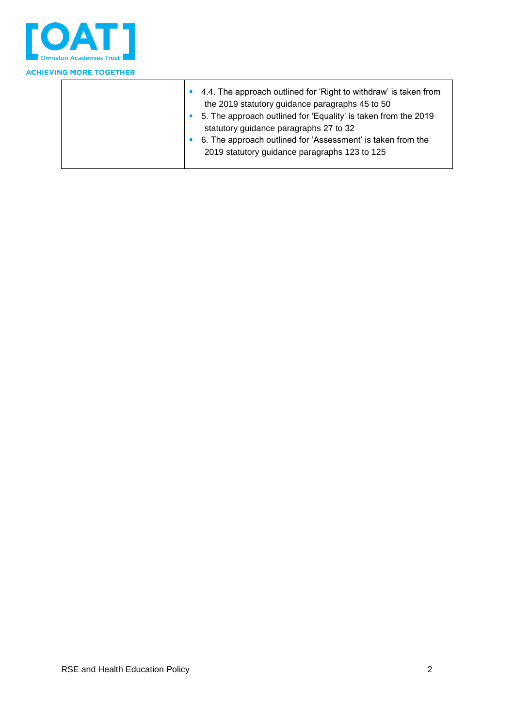|  |  |
|---|---|
|  | ▪ 4.4. The approach outlined for ‘Right to withdraw’ is taken from the 2019 statutory guidance paragraphs 45 to 50<br>▪ 5. The approach outlined for ‘Equality’ is taken from the 2019 statutory guidance paragraphs 27 to 32<br>▪ 6. The approach outlined for ‘Assessment’ is taken from the 2019 statutory guidance paragraphs 123 to 125 |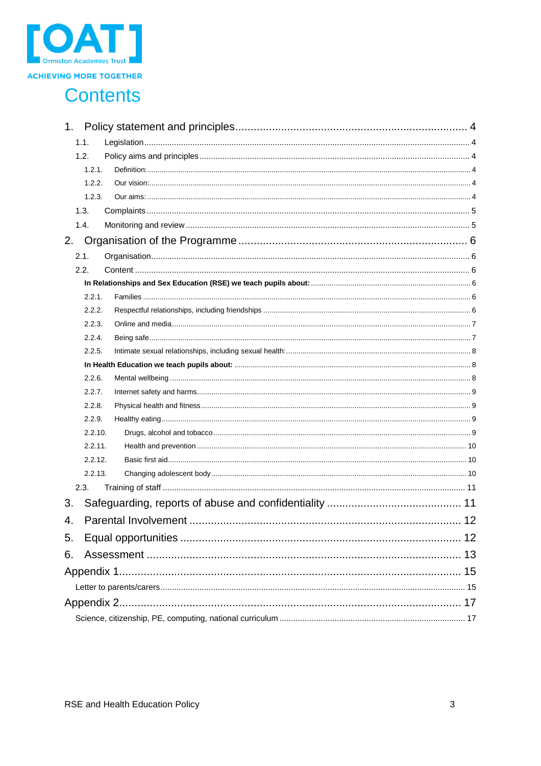[OAT] Ormiston Academies Trust

ACHIEVING MORE TOGETHER

# Contents

1. Policy statement and principles ........ 4
   - 1.1. Legislation ........ 4
   - 1.2. Policy aims and principles ........ 4
     - 1.2.1. Definition: ........ 4
     - 1.2.2. Our vision: ........ 4
     - 1.2.3. Our aims: ........ 4
   - 1.3. Complaints ........ 5
   - 1.4. Monitoring and review ........ 5
2. Organisation of the Programme ........ 6
   - 2.1. Organisation ........ 6
   - 2.2. Content ........ 6
     - **In Relationships and Sex Education (RSE) we teach pupils about:** ........ 6
     - 2.2.1. Families ........ 6
     - 2.2.2. Respectful relationships, including friendships ........ 6
     - 2.2.3. Online and media ........ 7
     - 2.2.4. Being safe ........ 7
     - 2.2.5. Intimate sexual relationships, including sexual health: ........ 8
     - **In Health Education we teach pupils about:** ........ 8
     - 2.2.6. Mental wellbeing ........ 8
     - 2.2.7. Internet safety and harms ........ 9
     - 2.2.8. Physical health and fitness ........ 9
     - 2.2.9. Healthy eating ........ 9
     - 2.2.10. Drugs, alcohol and tobacco ........ 9
     - 2.2.11. Health and prevention ........ 10
     - 2.2.12. Basic first aid ........ 10
     - 2.2.13. Changing adolescent body ........ 10
   - 2.3. Training of staff ........ 11
3. Safeguarding, reports of abuse and confidentiality ........ 11
4. Parental Involvement ........ 12
5. Equal opportunities ........ 12
6. Assessment ........ 13

Appendix 1 ........ 15
- Letter to parents/carers ........ 15

Appendix 2 ........ 17
- Science, citizenship, PE, computing, national curriculum ........ 17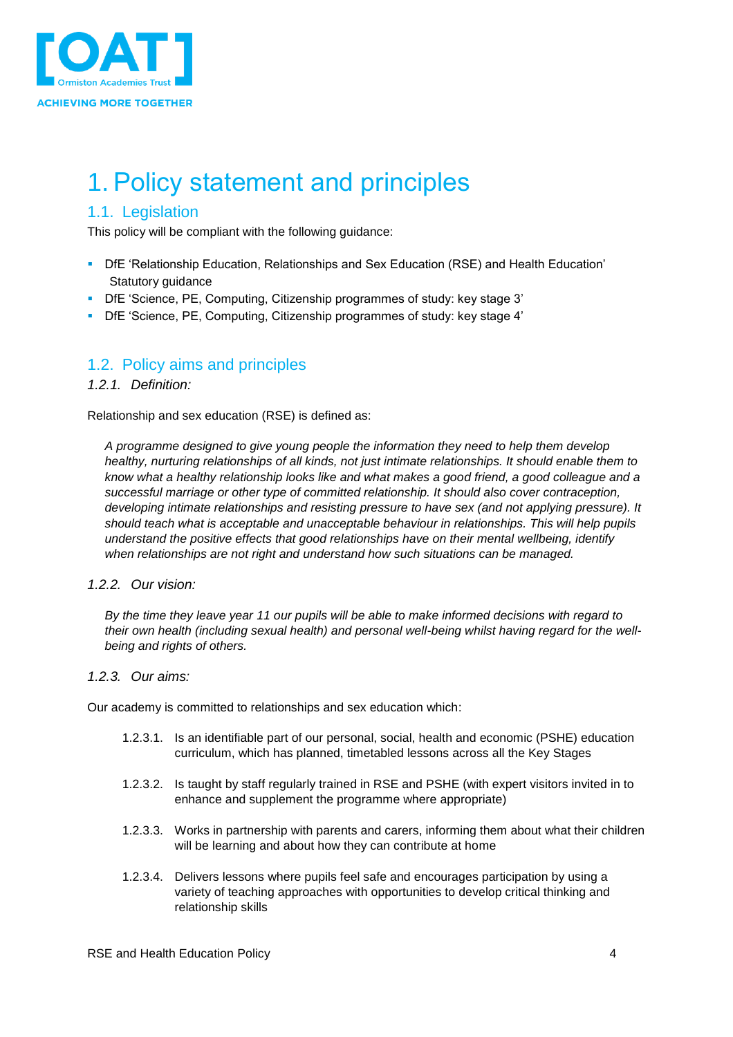# 1. Policy statement and principles

## 1.1. Legislation

This policy will be compliant with the following guidance:

- DfE 'Relationship Education, Relationships and Sex Education (RSE) and Health Education' Statutory guidance
- DfE 'Science, PE, Computing, Citizenship programmes of study: key stage 3'
- DfE 'Science, PE, Computing, Citizenship programmes of study: key stage 4'

## 1.2. Policy aims and principles

### *1.2.1. Definition:*

Relationship and sex education (RSE) is defined as:

> *A programme designed to give young people the information they need to help them develop healthy, nurturing relationships of all kinds, not just intimate relationships. It should enable them to know what a healthy relationship looks like and what makes a good friend, a good colleague and a successful marriage or other type of committed relationship. It should also cover contraception, developing intimate relationships and resisting pressure to have sex (and not applying pressure). It should teach what is acceptable and unacceptable behaviour in relationships. This will help pupils understand the positive effects that good relationships have on their mental wellbeing, identify when relationships are not right and understand how such situations can be managed.*

### *1.2.2. Our vision:*

> *By the time they leave year 11 our pupils will be able to make informed decisions with regard to their own health (including sexual health) and personal well-being whilst having regard for the well-being and rights of others.*

### *1.2.3. Our aims:*

Our academy is committed to relationships and sex education which:

1.2.3.1. Is an identifiable part of our personal, social, health and economic (PSHE) education curriculum, which has planned, timetabled lessons across all the Key Stages

1.2.3.2. Is taught by staff regularly trained in RSE and PSHE (with expert visitors invited in to enhance and supplement the programme where appropriate)

1.2.3.3. Works in partnership with parents and carers, informing them about what their children will be learning and about how they can contribute at home

1.2.3.4. Delivers lessons where pupils feel safe and encourages participation by using a variety of teaching approaches with opportunities to develop critical thinking and relationship skills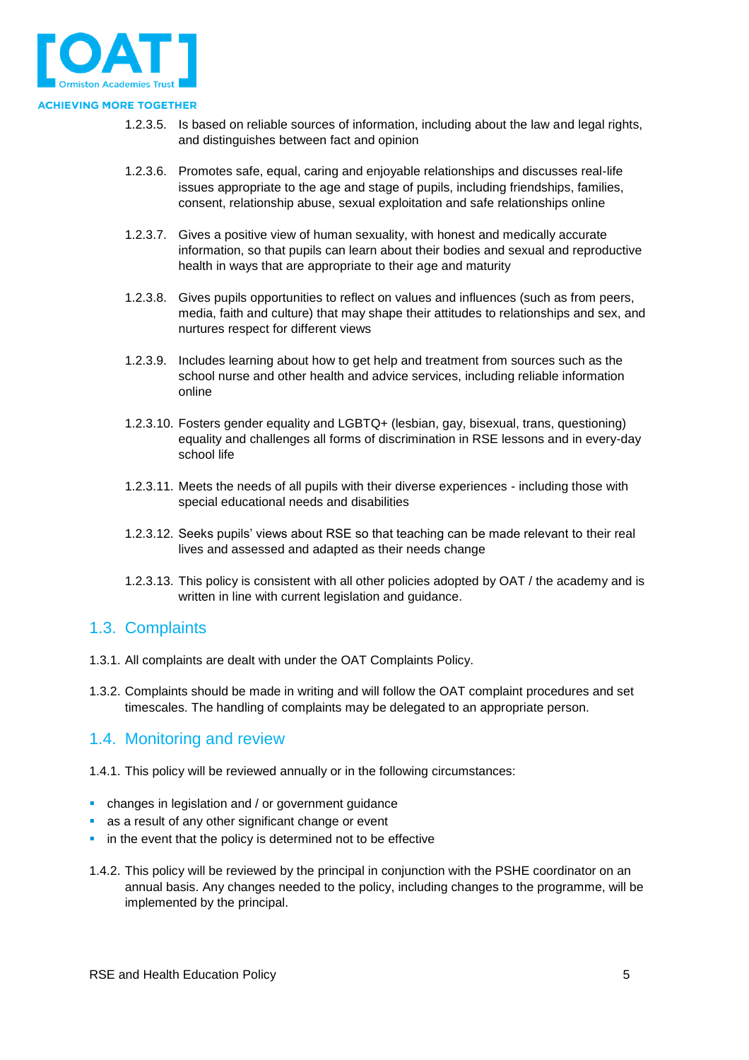1.2.3.5. Is based on reliable sources of information, including about the law and legal rights, and distinguishes between fact and opinion

1.2.3.6. Promotes safe, equal, caring and enjoyable relationships and discusses real-life issues appropriate to the age and stage of pupils, including friendships, families, consent, relationship abuse, sexual exploitation and safe relationships online

1.2.3.7. Gives a positive view of human sexuality, with honest and medically accurate information, so that pupils can learn about their bodies and sexual and reproductive health in ways that are appropriate to their age and maturity

1.2.3.8. Gives pupils opportunities to reflect on values and influences (such as from peers, media, faith and culture) that may shape their attitudes to relationships and sex, and nurtures respect for different views

1.2.3.9. Includes learning about how to get help and treatment from sources such as the school nurse and other health and advice services, including reliable information online

1.2.3.10. Fosters gender equality and LGBTQ+ (lesbian, gay, bisexual, trans, questioning) equality and challenges all forms of discrimination in RSE lessons and in every-day school life

1.2.3.11. Meets the needs of all pupils with their diverse experiences - including those with special educational needs and disabilities

1.2.3.12. Seeks pupils' views about RSE so that teaching can be made relevant to their real lives and assessed and adapted as their needs change

1.2.3.13. This policy is consistent with all other policies adopted by OAT / the academy and is written in line with current legislation and guidance.

## 1.3. Complaints

1.3.1. All complaints are dealt with under the OAT Complaints Policy.

1.3.2. Complaints should be made in writing and will follow the OAT complaint procedures and set timescales. The handling of complaints may be delegated to an appropriate person.

## 1.4. Monitoring and review

1.4.1. This policy will be reviewed annually or in the following circumstances:

- changes in legislation and / or government guidance
- as a result of any other significant change or event
- in the event that the policy is determined not to be effective

1.4.2. This policy will be reviewed by the principal in conjunction with the PSHE coordinator on an annual basis. Any changes needed to the policy, including changes to the programme, will be implemented by the principal.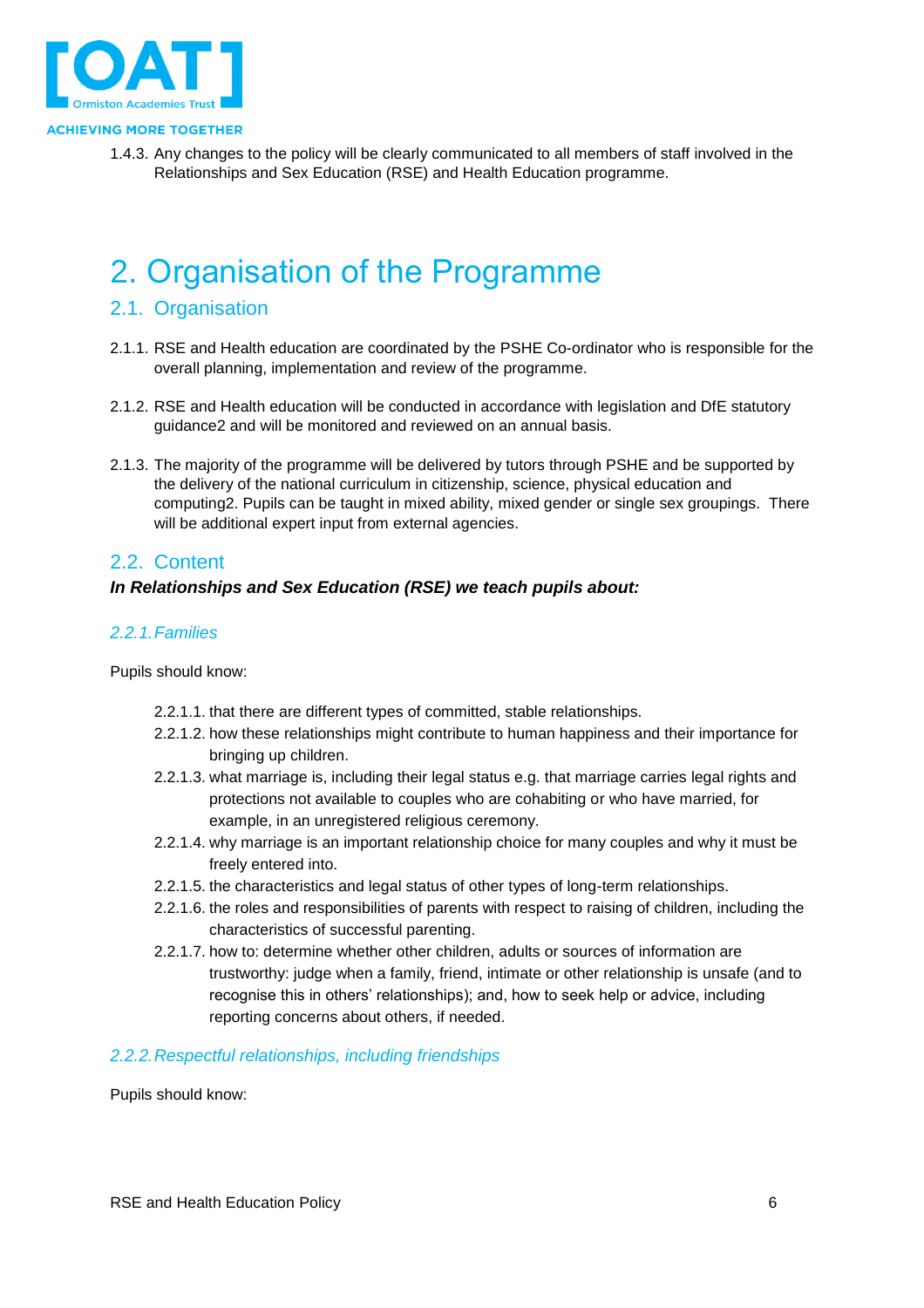1.4.3. Any changes to the policy will be clearly communicated to all members of staff involved in the Relationships and Sex Education (RSE) and Health Education programme.

# 2. Organisation of the Programme

## 2.1. Organisation

2.1.1. RSE and Health education are coordinated by the PSHE Co-ordinator who is responsible for the overall planning, implementation and review of the programme.

2.1.2. RSE and Health education will be conducted in accordance with legislation and DfE statutory guidance2 and will be monitored and reviewed on an annual basis.

2.1.3. The majority of the programme will be delivered by tutors through PSHE and be supported by the delivery of the national curriculum in citizenship, science, physical education and computing2. Pupils can be taught in mixed ability, mixed gender or single sex groupings. There will be additional expert input from external agencies.

## 2.2. Content

***In Relationships and Sex Education (RSE) we teach pupils about:***

### *2.2.1. Families*

Pupils should know:

- 2.2.1.1. that there are different types of committed, stable relationships.
- 2.2.1.2. how these relationships might contribute to human happiness and their importance for bringing up children.
- 2.2.1.3. what marriage is, including their legal status e.g. that marriage carries legal rights and protections not available to couples who are cohabiting or who have married, for example, in an unregistered religious ceremony.
- 2.2.1.4. why marriage is an important relationship choice for many couples and why it must be freely entered into.
- 2.2.1.5. the characteristics and legal status of other types of long-term relationships.
- 2.2.1.6. the roles and responsibilities of parents with respect to raising of children, including the characteristics of successful parenting.
- 2.2.1.7. how to: determine whether other children, adults or sources of information are trustworthy: judge when a family, friend, intimate or other relationship is unsafe (and to recognise this in others' relationships); and, how to seek help or advice, including reporting concerns about others, if needed.

### *2.2.2. Respectful relationships, including friendships*

Pupils should know: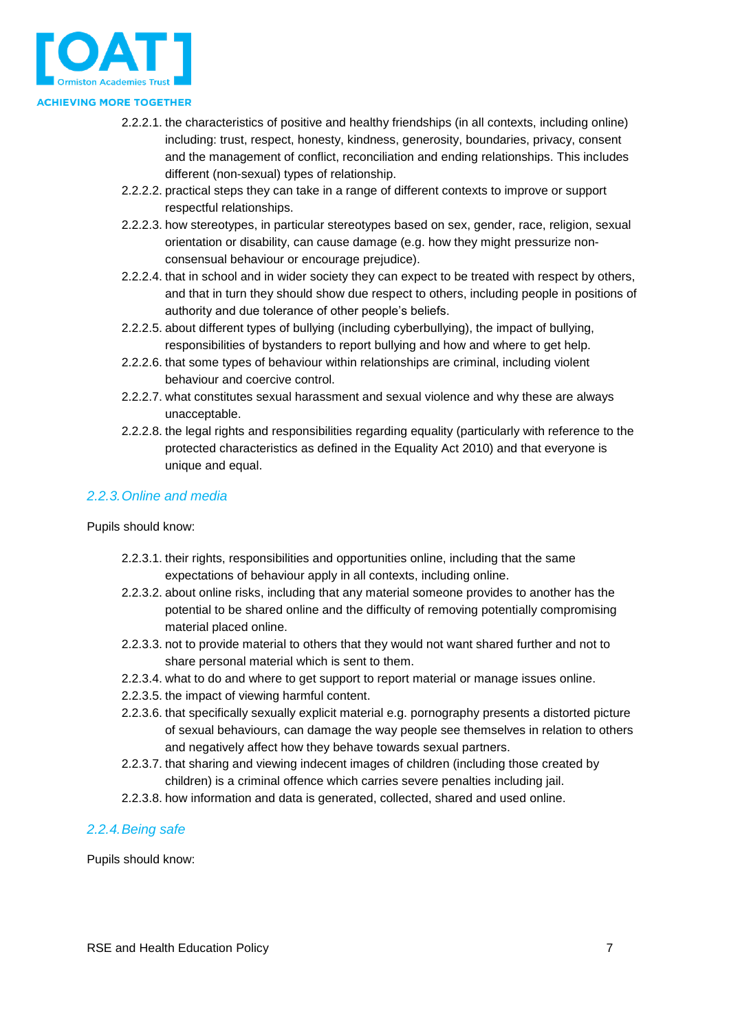2.2.2.1. the characteristics of positive and healthy friendships (in all contexts, including online) including: trust, respect, honesty, kindness, generosity, boundaries, privacy, consent and the management of conflict, reconciliation and ending relationships. This includes different (non-sexual) types of relationship.

2.2.2.2. practical steps they can take in a range of different contexts to improve or support respectful relationships.

2.2.2.3. how stereotypes, in particular stereotypes based on sex, gender, race, religion, sexual orientation or disability, can cause damage (e.g. how they might pressurize non-consensual behaviour or encourage prejudice).

2.2.2.4. that in school and in wider society they can expect to be treated with respect by others, and that in turn they should show due respect to others, including people in positions of authority and due tolerance of other people's beliefs.

2.2.2.5. about different types of bullying (including cyberbullying), the impact of bullying, responsibilities of bystanders to report bullying and how and where to get help.

2.2.2.6. that some types of behaviour within relationships are criminal, including violent behaviour and coercive control.

2.2.2.7. what constitutes sexual harassment and sexual violence and why these are always unacceptable.

2.2.2.8. the legal rights and responsibilities regarding equality (particularly with reference to the protected characteristics as defined in the Equality Act 2010) and that everyone is unique and equal.

### *2.2.3. Online and media*

Pupils should know:

2.2.3.1. their rights, responsibilities and opportunities online, including that the same expectations of behaviour apply in all contexts, including online.

2.2.3.2. about online risks, including that any material someone provides to another has the potential to be shared online and the difficulty of removing potentially compromising material placed online.

2.2.3.3. not to provide material to others that they would not want shared further and not to share personal material which is sent to them.

2.2.3.4. what to do and where to get support to report material or manage issues online.

2.2.3.5. the impact of viewing harmful content.

2.2.3.6. that specifically sexually explicit material e.g. pornography presents a distorted picture of sexual behaviours, can damage the way people see themselves in relation to others and negatively affect how they behave towards sexual partners.

2.2.3.7. that sharing and viewing indecent images of children (including those created by children) is a criminal offence which carries severe penalties including jail.

2.2.3.8. how information and data is generated, collected, shared and used online.

### *2.2.4. Being safe*

Pupils should know: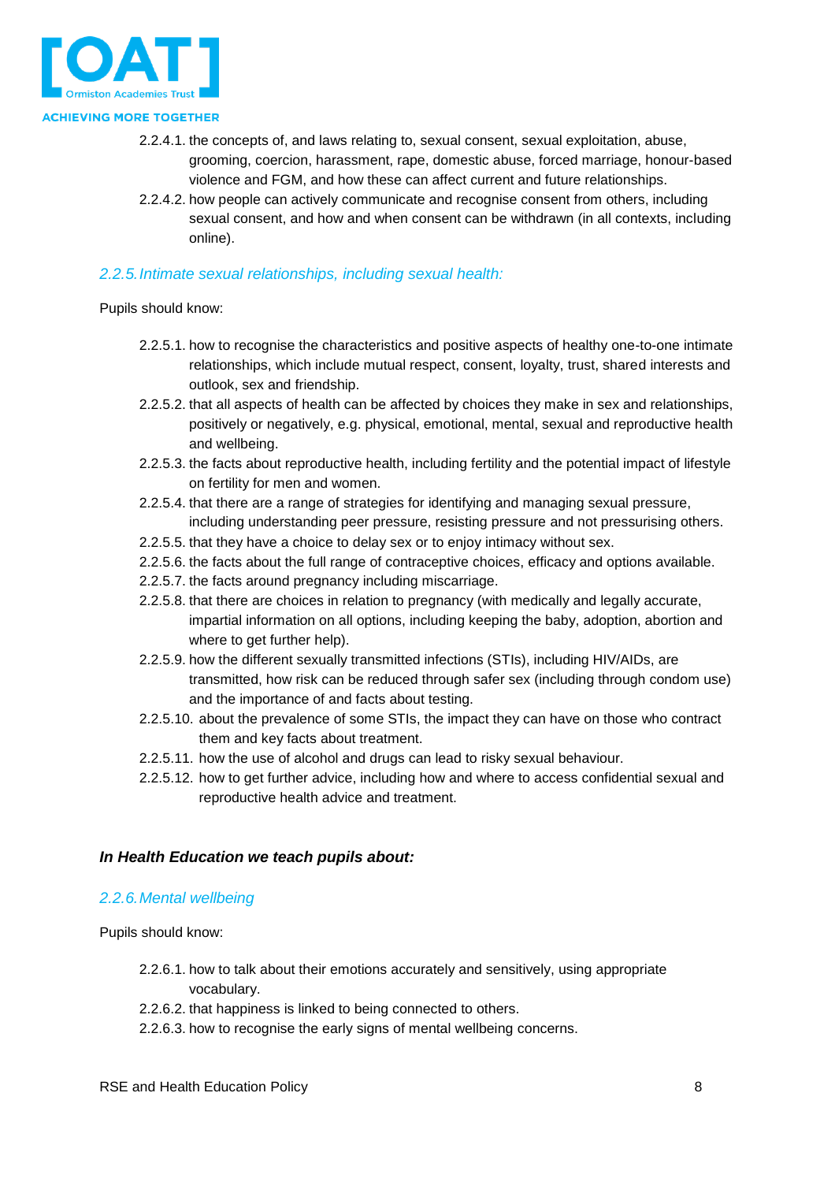2.2.4.1. the concepts of, and laws relating to, sexual consent, sexual exploitation, abuse, grooming, coercion, harassment, rape, domestic abuse, forced marriage, honour-based violence and FGM, and how these can affect current and future relationships.

2.2.4.2. how people can actively communicate and recognise consent from others, including sexual consent, and how and when consent can be withdrawn (in all contexts, including online).

### *2.2.5. Intimate sexual relationships, including sexual health:*

Pupils should know:

2.2.5.1. how to recognise the characteristics and positive aspects of healthy one-to-one intimate relationships, which include mutual respect, consent, loyalty, trust, shared interests and outlook, sex and friendship.

2.2.5.2. that all aspects of health can be affected by choices they make in sex and relationships, positively or negatively, e.g. physical, emotional, mental, sexual and reproductive health and wellbeing.

2.2.5.3. the facts about reproductive health, including fertility and the potential impact of lifestyle on fertility for men and women.

2.2.5.4. that there are a range of strategies for identifying and managing sexual pressure, including understanding peer pressure, resisting pressure and not pressurising others.

2.2.5.5. that they have a choice to delay sex or to enjoy intimacy without sex.

2.2.5.6. the facts about the full range of contraceptive choices, efficacy and options available.

2.2.5.7. the facts around pregnancy including miscarriage.

2.2.5.8. that there are choices in relation to pregnancy (with medically and legally accurate, impartial information on all options, including keeping the baby, adoption, abortion and where to get further help).

2.2.5.9. how the different sexually transmitted infections (STIs), including HIV/AIDs, are transmitted, how risk can be reduced through safer sex (including through condom use) and the importance of and facts about testing.

2.2.5.10. about the prevalence of some STIs, the impact they can have on those who contract them and key facts about treatment.

2.2.5.11. how the use of alcohol and drugs can lead to risky sexual behaviour.

2.2.5.12. how to get further advice, including how and where to access confidential sexual and reproductive health advice and treatment.

***In Health Education we teach pupils about:***

### *2.2.6. Mental wellbeing*

Pupils should know:

2.2.6.1. how to talk about their emotions accurately and sensitively, using appropriate vocabulary.

2.2.6.2. that happiness is linked to being connected to others.

2.2.6.3. how to recognise the early signs of mental wellbeing concerns.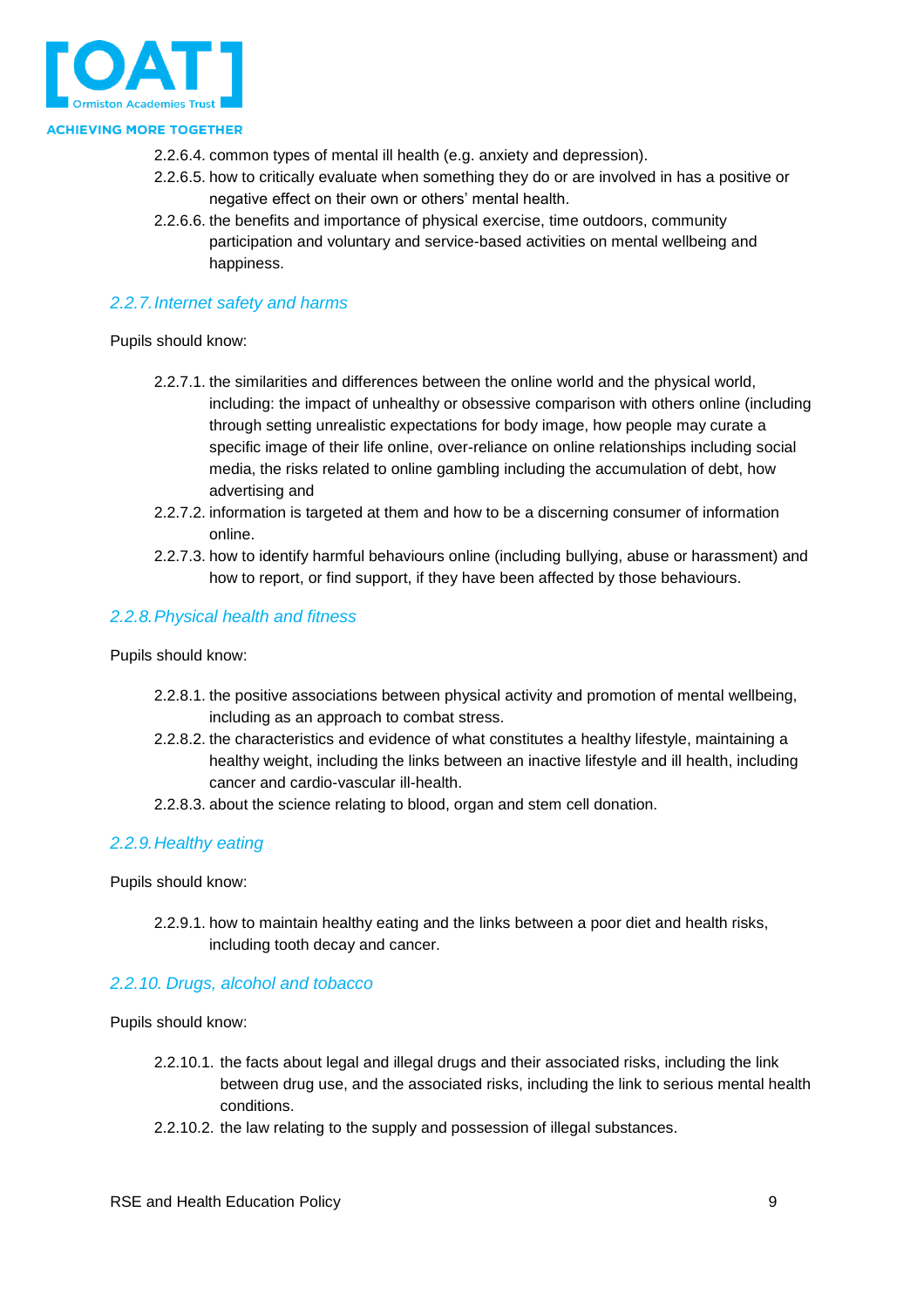2.2.6.4. common types of mental ill health (e.g. anxiety and depression).

2.2.6.5. how to critically evaluate when something they do or are involved in has a positive or negative effect on their own or others' mental health.

2.2.6.6. the benefits and importance of physical exercise, time outdoors, community participation and voluntary and service-based activities on mental wellbeing and happiness.

### *2.2.7. Internet safety and harms*

Pupils should know:

2.2.7.1. the similarities and differences between the online world and the physical world, including: the impact of unhealthy or obsessive comparison with others online (including through setting unrealistic expectations for body image, how people may curate a specific image of their life online, over-reliance on online relationships including social media, the risks related to online gambling including the accumulation of debt, how advertising and

2.2.7.2. information is targeted at them and how to be a discerning consumer of information online.

2.2.7.3. how to identify harmful behaviours online (including bullying, abuse or harassment) and how to report, or find support, if they have been affected by those behaviours.

### *2.2.8. Physical health and fitness*

Pupils should know:

2.2.8.1. the positive associations between physical activity and promotion of mental wellbeing, including as an approach to combat stress.

2.2.8.2. the characteristics and evidence of what constitutes a healthy lifestyle, maintaining a healthy weight, including the links between an inactive lifestyle and ill health, including cancer and cardio-vascular ill-health.

2.2.8.3. about the science relating to blood, organ and stem cell donation.

### *2.2.9. Healthy eating*

Pupils should know:

2.2.9.1. how to maintain healthy eating and the links between a poor diet and health risks, including tooth decay and cancer.

### *2.2.10. Drugs, alcohol and tobacco*

Pupils should know:

2.2.10.1. the facts about legal and illegal drugs and their associated risks, including the link between drug use, and the associated risks, including the link to serious mental health conditions.

2.2.10.2. the law relating to the supply and possession of illegal substances.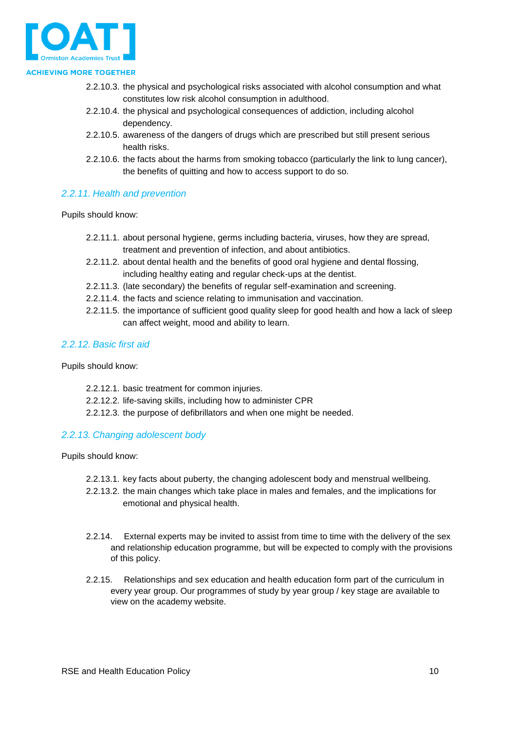2.2.10.3. the physical and psychological risks associated with alcohol consumption and what constitutes low risk alcohol consumption in adulthood.

2.2.10.4. the physical and psychological consequences of addiction, including alcohol dependency.

2.2.10.5. awareness of the dangers of drugs which are prescribed but still present serious health risks.

2.2.10.6. the facts about the harms from smoking tobacco (particularly the link to lung cancer), the benefits of quitting and how to access support to do so.

### *2.2.11. Health and prevention*

Pupils should know:

2.2.11.1. about personal hygiene, germs including bacteria, viruses, how they are spread, treatment and prevention of infection, and about antibiotics.

2.2.11.2. about dental health and the benefits of good oral hygiene and dental flossing, including healthy eating and regular check-ups at the dentist.

2.2.11.3. (late secondary) the benefits of regular self-examination and screening.

2.2.11.4. the facts and science relating to immunisation and vaccination.

2.2.11.5. the importance of sufficient good quality sleep for good health and how a lack of sleep can affect weight, mood and ability to learn.

### *2.2.12. Basic first aid*

Pupils should know:

2.2.12.1. basic treatment for common injuries.

2.2.12.2. life-saving skills, including how to administer CPR

2.2.12.3. the purpose of defibrillators and when one might be needed.

### *2.2.13. Changing adolescent body*

Pupils should know:

2.2.13.1. key facts about puberty, the changing adolescent body and menstrual wellbeing.

2.2.13.2. the main changes which take place in males and females, and the implications for emotional and physical health.

2.2.14. External experts may be invited to assist from time to time with the delivery of the sex and relationship education programme, but will be expected to comply with the provisions of this policy.

2.2.15. Relationships and sex education and health education form part of the curriculum in every year group. Our programmes of study by year group / key stage are available to view on the academy website.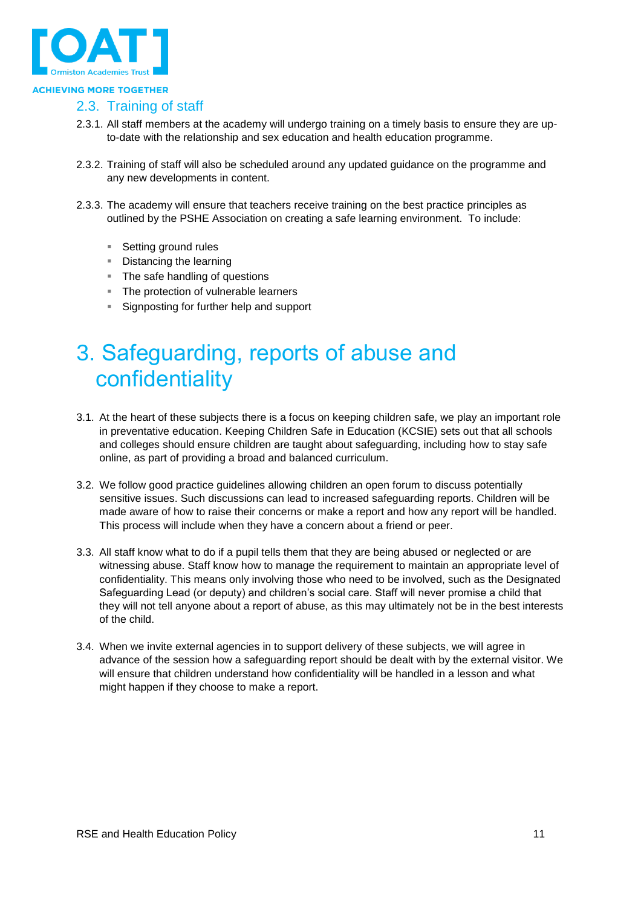### 2.3. Training of staff

2.3.1. All staff members at the academy will undergo training on a timely basis to ensure they are up-to-date with the relationship and sex education and health education programme.

2.3.2. Training of staff will also be scheduled around any updated guidance on the programme and any new developments in content.

2.3.3. The academy will ensure that teachers receive training on the best practice principles as outlined by the PSHE Association on creating a safe learning environment. To include:

- Setting ground rules
- Distancing the learning
- The safe handling of questions
- The protection of vulnerable learners
- Signposting for further help and support

# 3. Safeguarding, reports of abuse and confidentiality

3.1. At the heart of these subjects there is a focus on keeping children safe, we play an important role in preventative education. Keeping Children Safe in Education (KCSIE) sets out that all schools and colleges should ensure children are taught about safeguarding, including how to stay safe online, as part of providing a broad and balanced curriculum.

3.2. We follow good practice guidelines allowing children an open forum to discuss potentially sensitive issues. Such discussions can lead to increased safeguarding reports. Children will be made aware of how to raise their concerns or make a report and how any report will be handled. This process will include when they have a concern about a friend or peer.

3.3. All staff know what to do if a pupil tells them that they are being abused or neglected or are witnessing abuse. Staff know how to manage the requirement to maintain an appropriate level of confidentiality. This means only involving those who need to be involved, such as the Designated Safeguarding Lead (or deputy) and children's social care. Staff will never promise a child that they will not tell anyone about a report of abuse, as this may ultimately not be in the best interests of the child.

3.4. When we invite external agencies in to support delivery of these subjects, we will agree in advance of the session how a safeguarding report should be dealt with by the external visitor. We will ensure that children understand how confidentiality will be handled in a lesson and what might happen if they choose to make a report.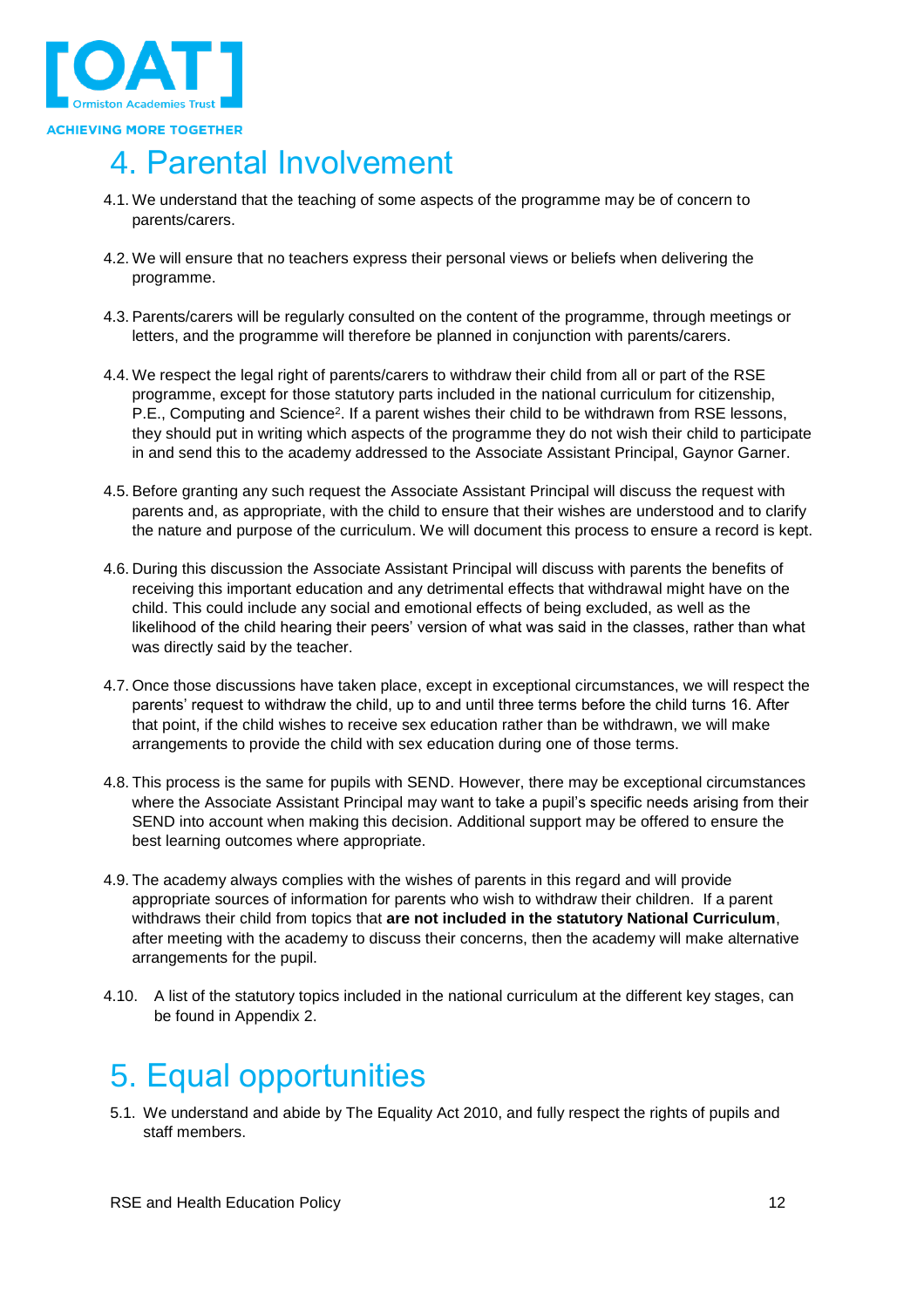# 4. Parental Involvement

4.1. We understand that the teaching of some aspects of the programme may be of concern to parents/carers.

4.2. We will ensure that no teachers express their personal views or beliefs when delivering the programme.

4.3. Parents/carers will be regularly consulted on the content of the programme, through meetings or letters, and the programme will therefore be planned in conjunction with parents/carers.

4.4. We respect the legal right of parents/carers to withdraw their child from all or part of the RSE programme, except for those statutory parts included in the national curriculum for citizenship, P.E., Computing and Science[2]. If a parent wishes their child to be withdrawn from RSE lessons, they should put in writing which aspects of the programme they do not wish their child to participate in and send this to the academy addressed to the Associate Assistant Principal, Gaynor Garner.

4.5. Before granting any such request the Associate Assistant Principal will discuss the request with parents and, as appropriate, with the child to ensure that their wishes are understood and to clarify the nature and purpose of the curriculum. We will document this process to ensure a record is kept.

4.6. During this discussion the Associate Assistant Principal will discuss with parents the benefits of receiving this important education and any detrimental effects that withdrawal might have on the child. This could include any social and emotional effects of being excluded, as well as the likelihood of the child hearing their peers' version of what was said in the classes, rather than what was directly said by the teacher.

4.7. Once those discussions have taken place, except in exceptional circumstances, we will respect the parents' request to withdraw the child, up to and until three terms before the child turns 16. After that point, if the child wishes to receive sex education rather than be withdrawn, we will make arrangements to provide the child with sex education during one of those terms.

4.8. This process is the same for pupils with SEND. However, there may be exceptional circumstances where the Associate Assistant Principal may want to take a pupil's specific needs arising from their SEND into account when making this decision. Additional support may be offered to ensure the best learning outcomes where appropriate.

4.9. The academy always complies with the wishes of parents in this regard and will provide appropriate sources of information for parents who wish to withdraw their children. If a parent withdraws their child from topics that **are not included in the statutory National Curriculum**, after meeting with the academy to discuss their concerns, then the academy will make alternative arrangements for the pupil.

4.10. A list of the statutory topics included in the national curriculum at the different key stages, can be found in Appendix 2.

# 5. Equal opportunities

5.1. We understand and abide by The Equality Act 2010, and fully respect the rights of pupils and staff members.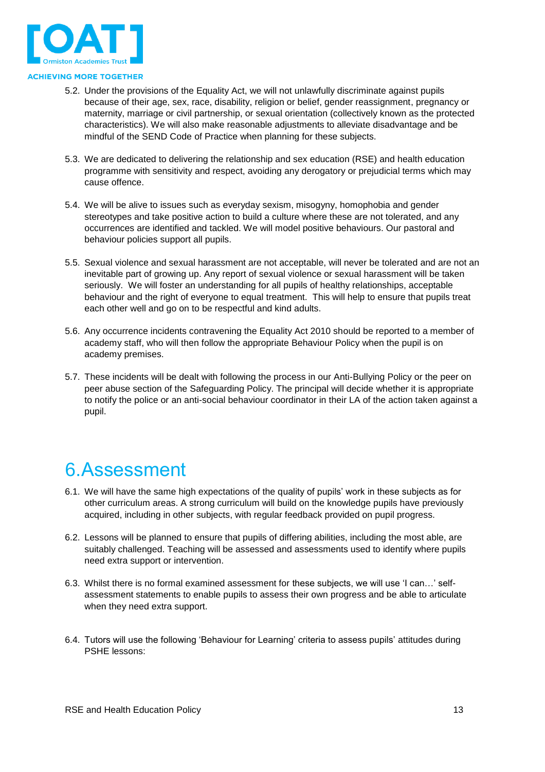5.2. Under the provisions of the Equality Act, we will not unlawfully discriminate against pupils because of their age, sex, race, disability, religion or belief, gender reassignment, pregnancy or maternity, marriage or civil partnership, or sexual orientation (collectively known as the protected characteristics). We will also make reasonable adjustments to alleviate disadvantage and be mindful of the SEND Code of Practice when planning for these subjects.

5.3. We are dedicated to delivering the relationship and sex education (RSE) and health education programme with sensitivity and respect, avoiding any derogatory or prejudicial terms which may cause offence.

5.4. We will be alive to issues such as everyday sexism, misogyny, homophobia and gender stereotypes and take positive action to build a culture where these are not tolerated, and any occurrences are identified and tackled. We will model positive behaviours. Our pastoral and behaviour policies support all pupils.

5.5. Sexual violence and sexual harassment are not acceptable, will never be tolerated and are not an inevitable part of growing up. Any report of sexual violence or sexual harassment will be taken seriously. We will foster an understanding for all pupils of healthy relationships, acceptable behaviour and the right of everyone to equal treatment. This will help to ensure that pupils treat each other well and go on to be respectful and kind adults.

5.6. Any occurrence incidents contravening the Equality Act 2010 should be reported to a member of academy staff, who will then follow the appropriate Behaviour Policy when the pupil is on academy premises.

5.7. These incidents will be dealt with following the process in our Anti-Bullying Policy or the peer on peer abuse section of the Safeguarding Policy. The principal will decide whether it is appropriate to notify the police or an anti-social behaviour coordinator in their LA of the action taken against a pupil.

# 6. Assessment

6.1. We will have the same high expectations of the quality of pupils' work in these subjects as for other curriculum areas. A strong curriculum will build on the knowledge pupils have previously acquired, including in other subjects, with regular feedback provided on pupil progress.

6.2. Lessons will be planned to ensure that pupils of differing abilities, including the most able, are suitably challenged. Teaching will be assessed and assessments used to identify where pupils need extra support or intervention.

6.3. Whilst there is no formal examined assessment for these subjects, we will use 'I can…' self-assessment statements to enable pupils to assess their own progress and be able to articulate when they need extra support.

6.4. Tutors will use the following 'Behaviour for Learning' criteria to assess pupils' attitudes during PSHE lessons: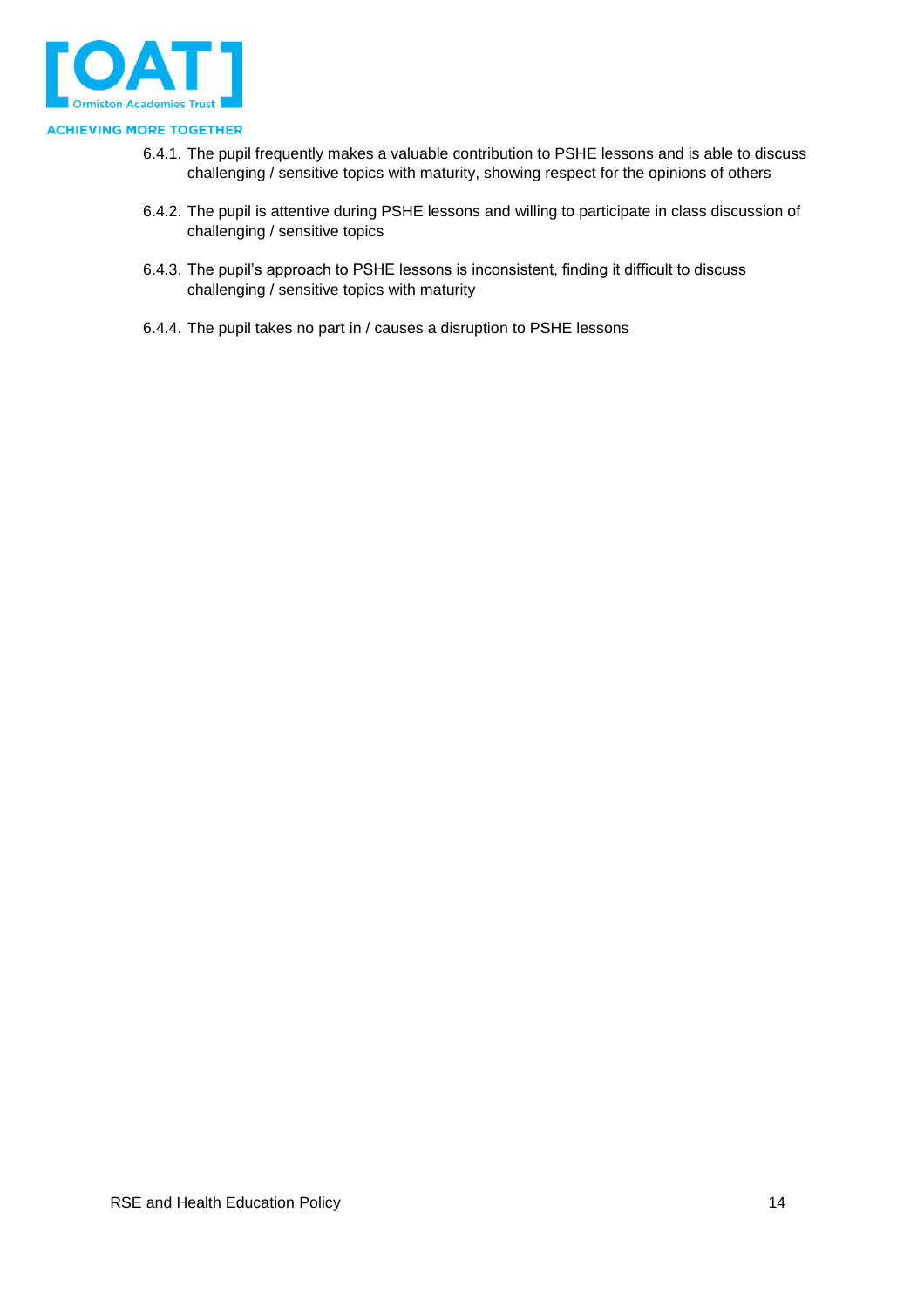6.4.1. The pupil frequently makes a valuable contribution to PSHE lessons and is able to discuss challenging / sensitive topics with maturity, showing respect for the opinions of others

6.4.2. The pupil is attentive during PSHE lessons and willing to participate in class discussion of challenging / sensitive topics

6.4.3. The pupil's approach to PSHE lessons is inconsistent, finding it difficult to discuss challenging / sensitive topics with maturity

6.4.4. The pupil takes no part in / causes a disruption to PSHE lessons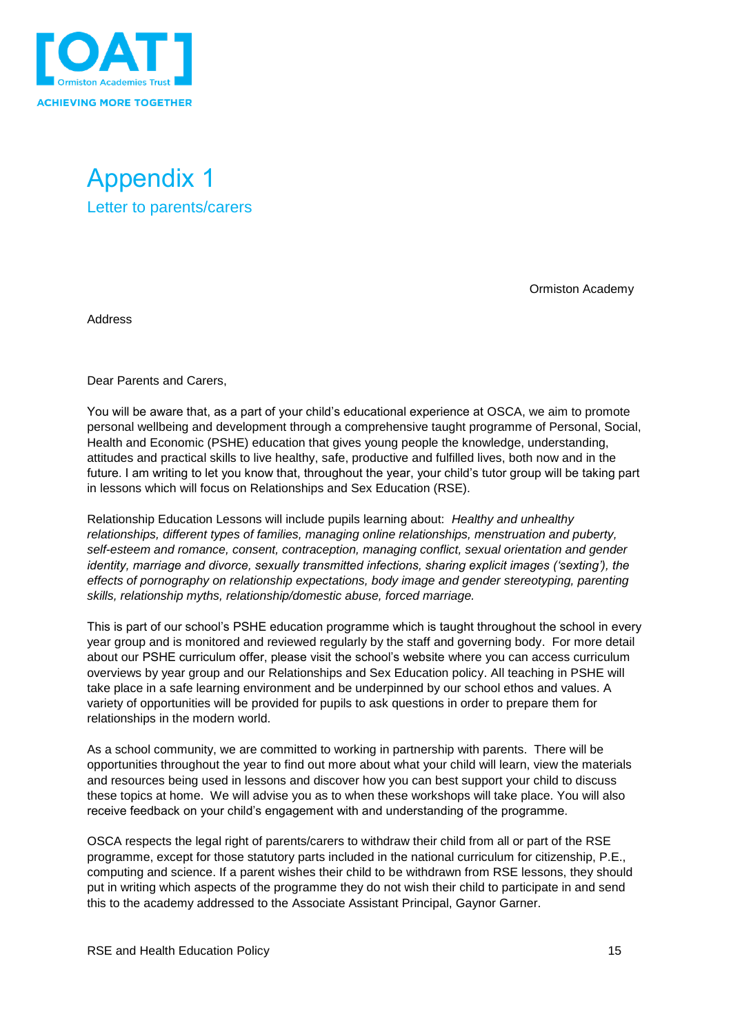# Appendix 1

## Letter to parents/carers

Ormiston Academy

Address

Dear Parents and Carers,

You will be aware that, as a part of your child's educational experience at OSCA, we aim to promote personal wellbeing and development through a comprehensive taught programme of Personal, Social, Health and Economic (PSHE) education that gives young people the knowledge, understanding, attitudes and practical skills to live healthy, safe, productive and fulfilled lives, both now and in the future. I am writing to let you know that, throughout the year, your child's tutor group will be taking part in lessons which will focus on Relationships and Sex Education (RSE).

Relationship Education Lessons will include pupils learning about: *Healthy and unhealthy relationships, different types of families, managing online relationships, menstruation and puberty, self-esteem and romance, consent, contraception, managing conflict, sexual orientation and gender identity, marriage and divorce, sexually transmitted infections, sharing explicit images ('sexting'), the effects of pornography on relationship expectations, body image and gender stereotyping, parenting skills, relationship myths, relationship/domestic abuse, forced marriage.*

This is part of our school's PSHE education programme which is taught throughout the school in every year group and is monitored and reviewed regularly by the staff and governing body. For more detail about our PSHE curriculum offer, please visit the school's website where you can access curriculum overviews by year group and our Relationships and Sex Education policy. All teaching in PSHE will take place in a safe learning environment and be underpinned by our school ethos and values. A variety of opportunities will be provided for pupils to ask questions in order to prepare them for relationships in the modern world.

As a school community, we are committed to working in partnership with parents. There will be opportunities throughout the year to find out more about what your child will learn, view the materials and resources being used in lessons and discover how you can best support your child to discuss these topics at home. We will advise you as to when these workshops will take place. You will also receive feedback on your child's engagement with and understanding of the programme.

OSCA respects the legal right of parents/carers to withdraw their child from all or part of the RSE programme, except for those statutory parts included in the national curriculum for citizenship, P.E., computing and science. If a parent wishes their child to be withdrawn from RSE lessons, they should put in writing which aspects of the programme they do not wish their child to participate in and send this to the academy addressed to the Associate Assistant Principal, Gaynor Garner.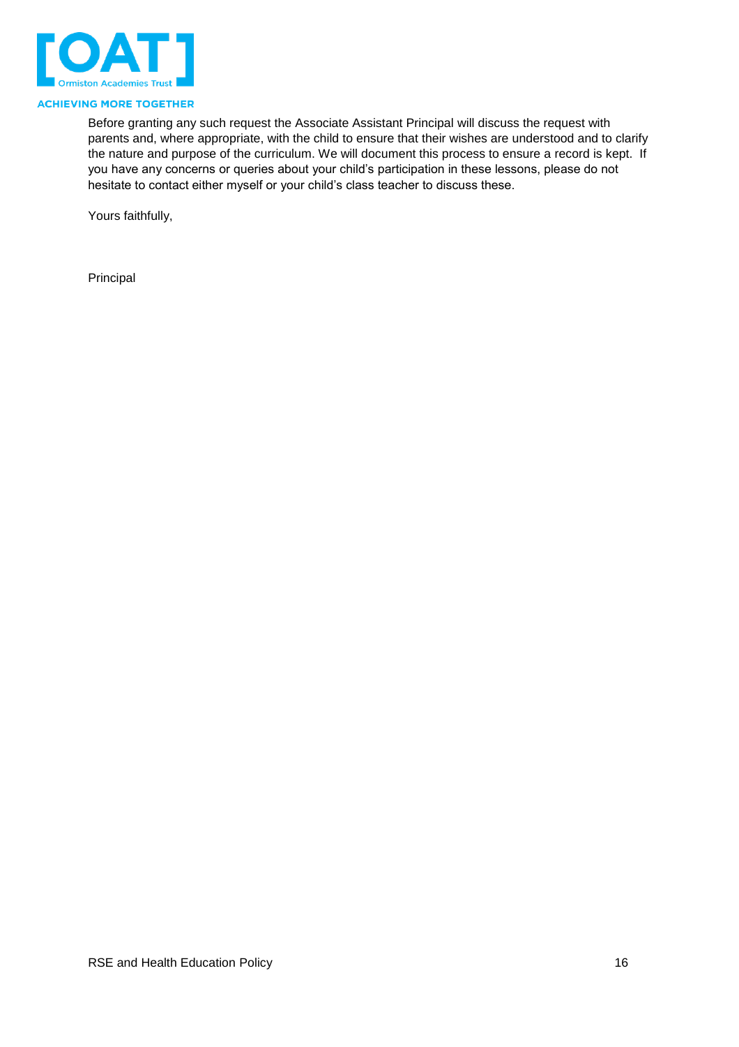Before granting any such request the Associate Assistant Principal will discuss the request with parents and, where appropriate, with the child to ensure that their wishes are understood and to clarify the nature and purpose of the curriculum. We will document this process to ensure a record is kept. If you have any concerns or queries about your child's participation in these lessons, please do not hesitate to contact either myself or your child's class teacher to discuss these.

Yours faithfully,

Principal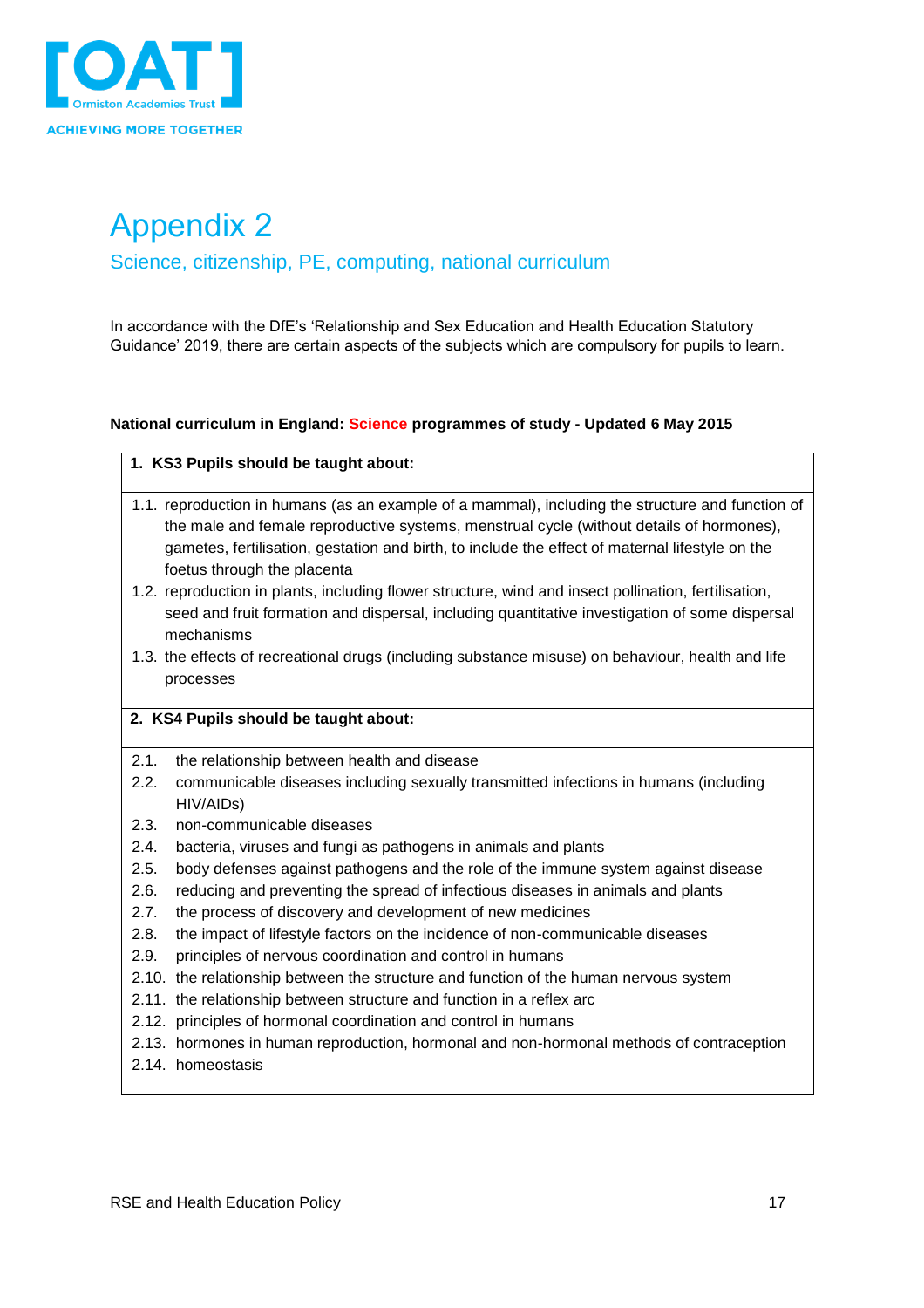# Appendix 2

## Science, citizenship, PE, computing, national curriculum

In accordance with the DfE's 'Relationship and Sex Education and Health Education Statutory Guidance' 2019, there are certain aspects of the subjects which are compulsory for pupils to learn.

**National curriculum in England: Science programmes of study - Updated 6 May 2015**

**1. KS3 Pupils should be taught about:**

1.1. reproduction in humans (as an example of a mammal), including the structure and function of the male and female reproductive systems, menstrual cycle (without details of hormones), gametes, fertilisation, gestation and birth, to include the effect of maternal lifestyle on the foetus through the placenta

1.2. reproduction in plants, including flower structure, wind and insect pollination, fertilisation, seed and fruit formation and dispersal, including quantitative investigation of some dispersal mechanisms

1.3. the effects of recreational drugs (including substance misuse) on behaviour, health and life processes

**2. KS4 Pupils should be taught about:**

2.1. the relationship between health and disease

2.2. communicable diseases including sexually transmitted infections in humans (including HIV/AIDs)

2.3. non-communicable diseases

2.4. bacteria, viruses and fungi as pathogens in animals and plants

2.5. body defenses against pathogens and the role of the immune system against disease

2.6. reducing and preventing the spread of infectious diseases in animals and plants

2.7. the process of discovery and development of new medicines

2.8. the impact of lifestyle factors on the incidence of non-communicable diseases

2.9. principles of nervous coordination and control in humans

2.10. the relationship between the structure and function of the human nervous system

2.11. the relationship between structure and function in a reflex arc

2.12. principles of hormonal coordination and control in humans

2.13. hormones in human reproduction, hormonal and non-hormonal methods of contraception

2.14. homeostasis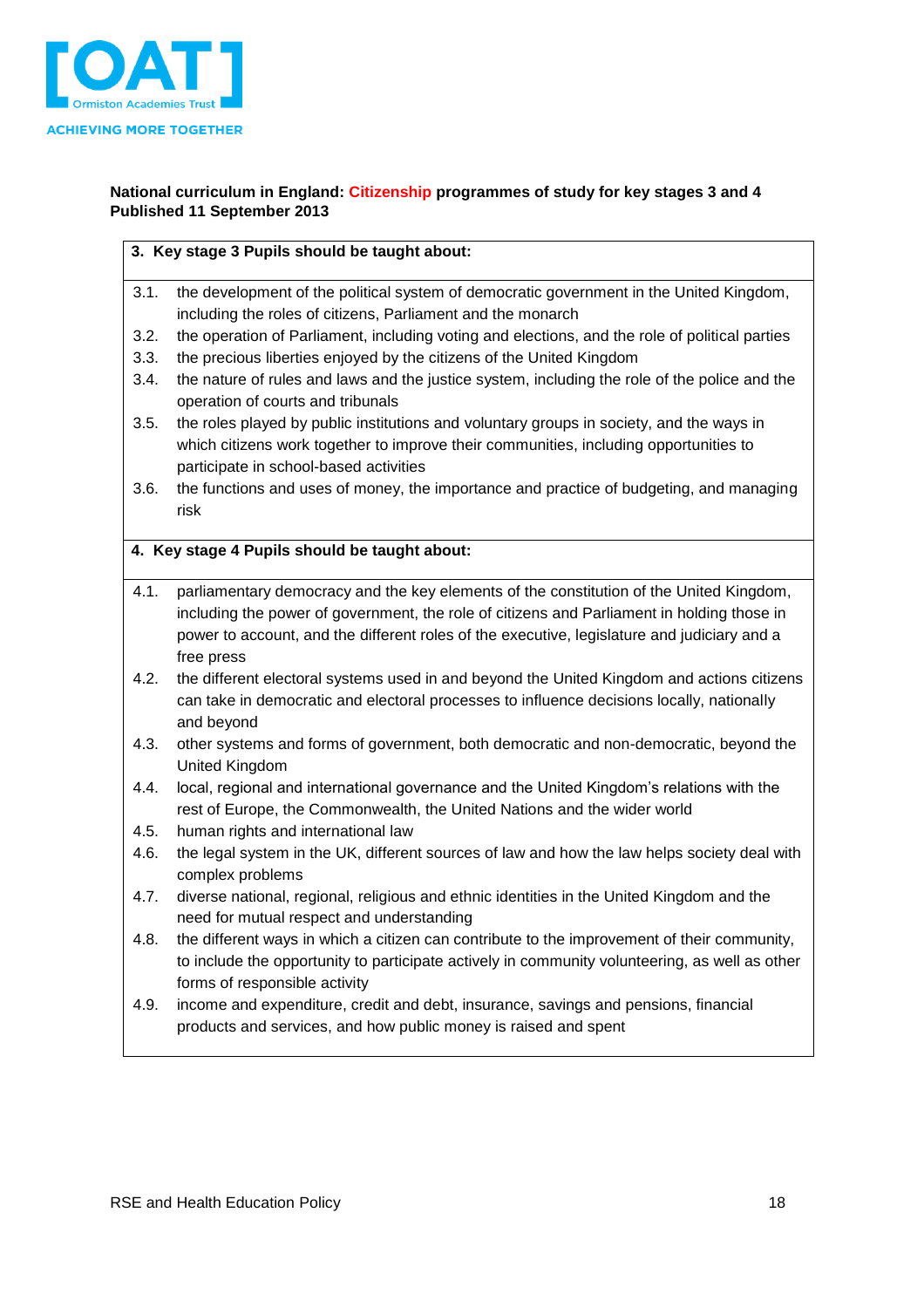**National curriculum in England: Citizenship programmes of study for key stages 3 and 4**
**Published 11 September 2013**

**3. Key stage 3 Pupils should be taught about:**

3.1. the development of the political system of democratic government in the United Kingdom, including the roles of citizens, Parliament and the monarch
3.2. the operation of Parliament, including voting and elections, and the role of political parties
3.3. the precious liberties enjoyed by the citizens of the United Kingdom
3.4. the nature of rules and laws and the justice system, including the role of the police and the operation of courts and tribunals
3.5. the roles played by public institutions and voluntary groups in society, and the ways in which citizens work together to improve their communities, including opportunities to participate in school-based activities
3.6. the functions and uses of money, the importance and practice of budgeting, and managing risk

**4. Key stage 4 Pupils should be taught about:**

4.1. parliamentary democracy and the key elements of the constitution of the United Kingdom, including the power of government, the role of citizens and Parliament in holding those in power to account, and the different roles of the executive, legislature and judiciary and a free press
4.2. the different electoral systems used in and beyond the United Kingdom and actions citizens can take in democratic and electoral processes to influence decisions locally, nationally and beyond
4.3. other systems and forms of government, both democratic and non-democratic, beyond the United Kingdom
4.4. local, regional and international governance and the United Kingdom's relations with the rest of Europe, the Commonwealth, the United Nations and the wider world
4.5. human rights and international law
4.6. the legal system in the UK, different sources of law and how the law helps society deal with complex problems
4.7. diverse national, regional, religious and ethnic identities in the United Kingdom and the need for mutual respect and understanding
4.8. the different ways in which a citizen can contribute to the improvement of their community, to include the opportunity to participate actively in community volunteering, as well as other forms of responsible activity
4.9. income and expenditure, credit and debt, insurance, savings and pensions, financial products and services, and how public money is raised and spent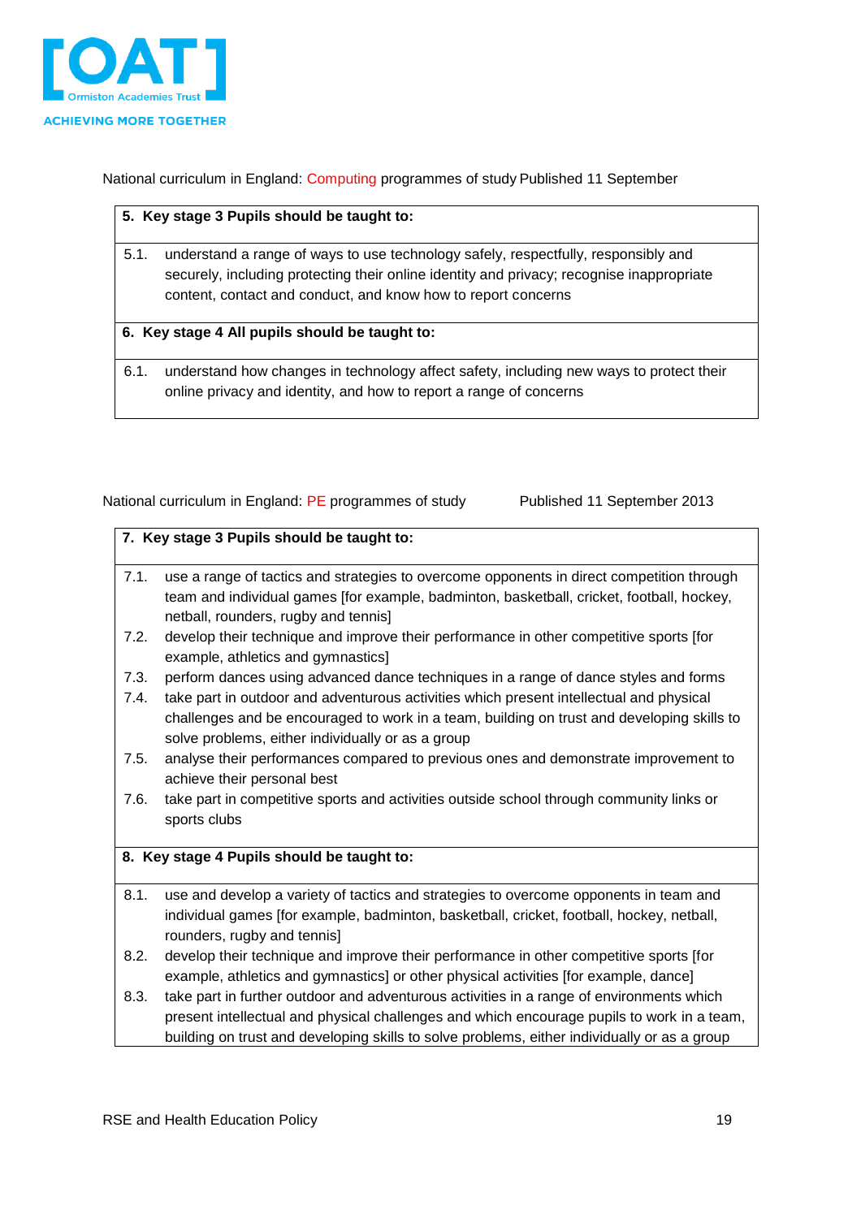National curriculum in England: Computing programmes of study Published 11 September

| 5. Key stage 3 Pupils should be taught to: |
|---|
| 5.1. understand a range of ways to use technology safely, respectfully, responsibly and securely, including protecting their online identity and privacy; recognise inappropriate content, contact and conduct, and know how to report concerns |
| **6. Key stage 4 All pupils should be taught to:** |
| 6.1. understand how changes in technology affect safety, including new ways to protect their online privacy and identity, and how to report a range of concerns |

National curriculum in England: PE programmes of study Published 11 September 2013

| 7. Key stage 3 Pupils should be taught to: |
|---|
| 7.1. use a range of tactics and strategies to overcome opponents in direct competition through team and individual games [for example, badminton, basketball, cricket, football, hockey, netball, rounders, rugby and tennis] |
| 7.2. develop their technique and improve their performance in other competitive sports [for example, athletics and gymnastics] |
| 7.3. perform dances using advanced dance techniques in a range of dance styles and forms |
| 7.4. take part in outdoor and adventurous activities which present intellectual and physical challenges and be encouraged to work in a team, building on trust and developing skills to solve problems, either individually or as a group |
| 7.5. analyse their performances compared to previous ones and demonstrate improvement to achieve their personal best |
| 7.6. take part in competitive sports and activities outside school through community links or sports clubs |
| **8. Key stage 4 Pupils should be taught to:** |
| 8.1. use and develop a variety of tactics and strategies to overcome opponents in team and individual games [for example, badminton, basketball, cricket, football, hockey, netball, rounders, rugby and tennis] |
| 8.2. develop their technique and improve their performance in other competitive sports [for example, athletics and gymnastics] or other physical activities [for example, dance] |
| 8.3. take part in further outdoor and adventurous activities in a range of environments which present intellectual and physical challenges and which encourage pupils to work in a team, building on trust and developing skills to solve problems, either individually or as a group |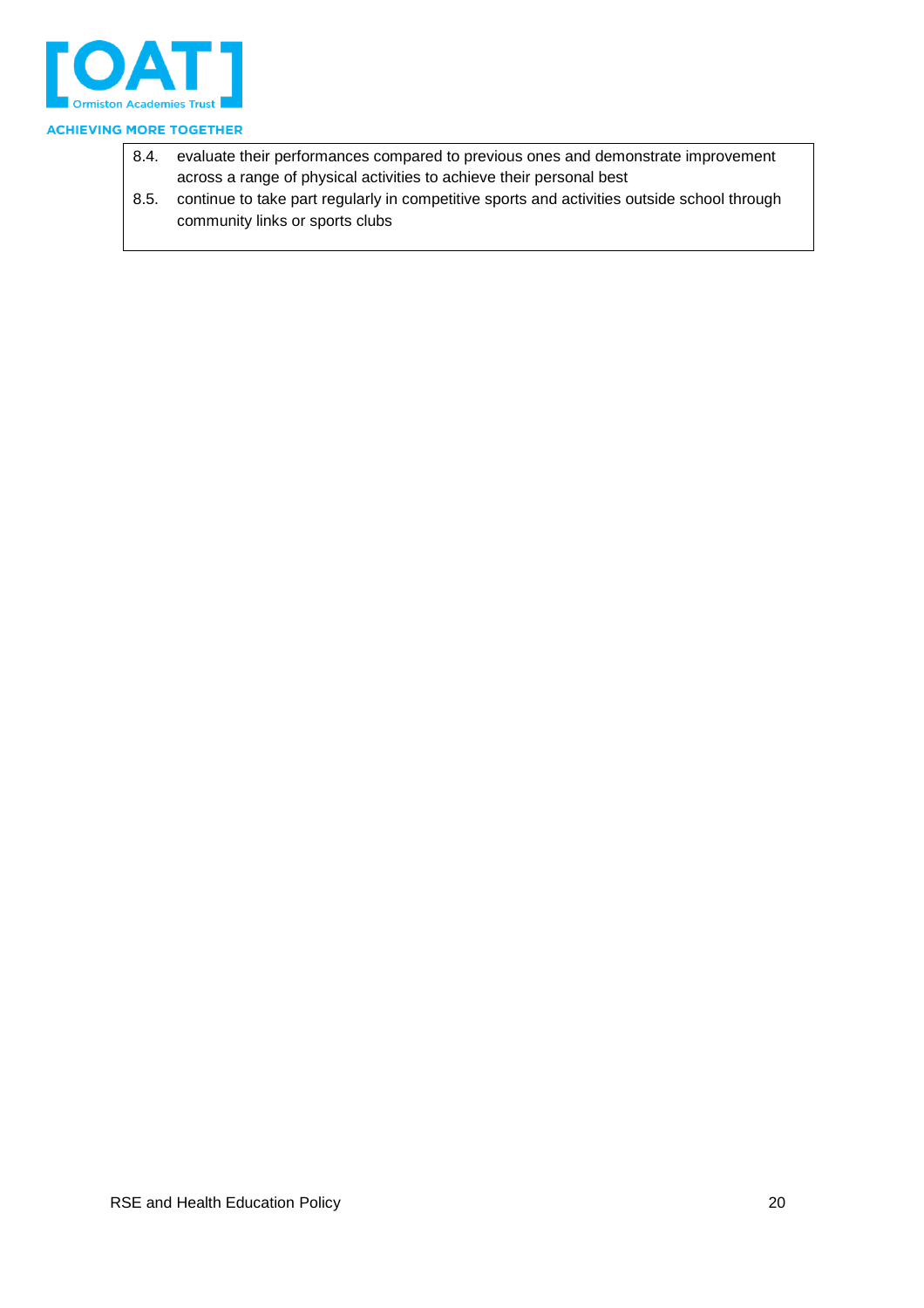8.4. evaluate their performances compared to previous ones and demonstrate improvement across a range of physical activities to achieve their personal best

8.5. continue to take part regularly in competitive sports and activities outside school through community links or sports clubs